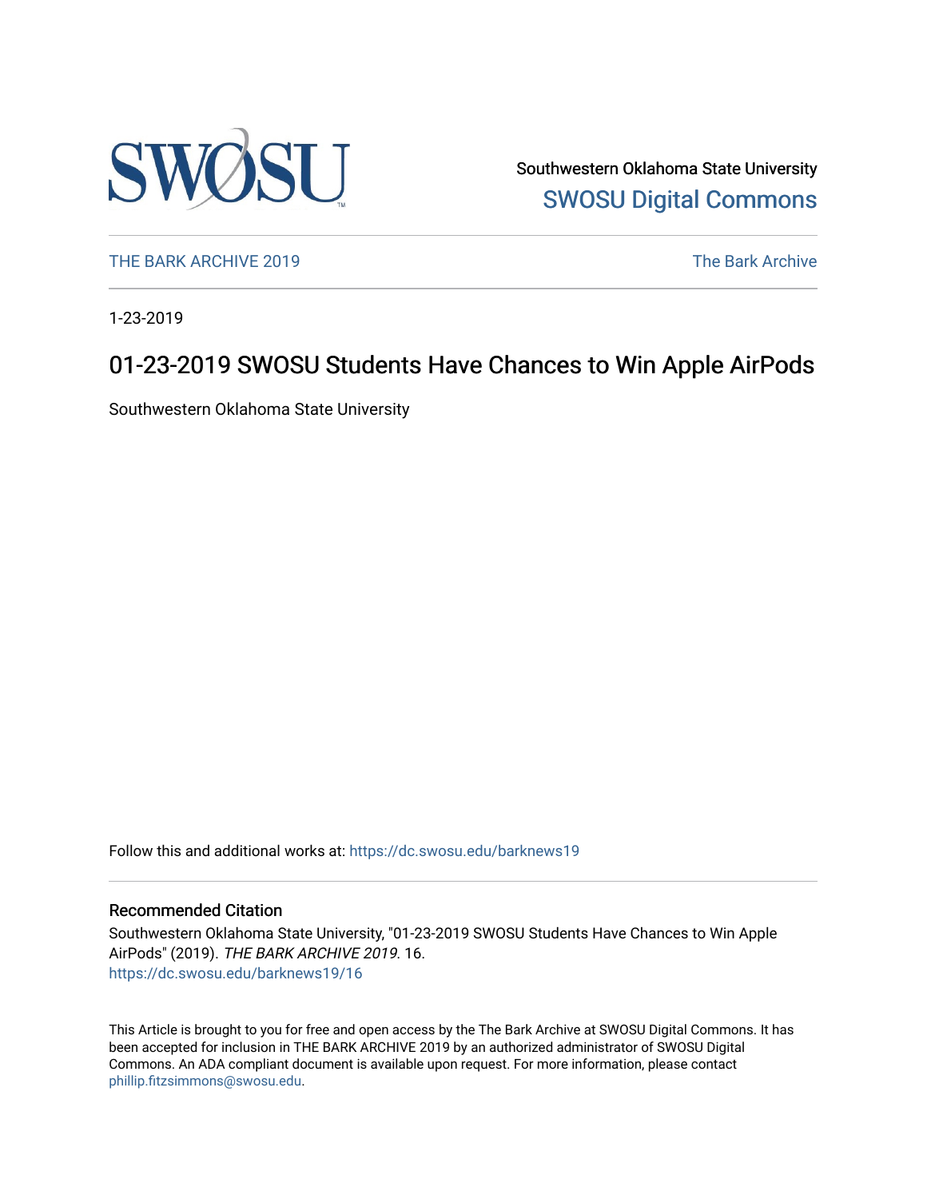Southwestern Oklahoma State University

SWOSU Digital Commons

THE BARK ARCHIVE 2019

The Bark Archive

1-23-2019

# 01-23-2019 SWOSU Students Have Chances to Win Apple AirPods

Southwestern Oklahoma State University

Follow this and additional works at: https://dc.swosu.edu/barknews19

## Recommended Citation

Southwestern Oklahoma State University, "01-23-2019 SWOSU Students Have Chances to Win Apple AirPods" (2019). *THE BARK ARCHIVE 2019*. 16.
https://dc.swosu.edu/barknews19/16

This Article is brought to you for free and open access by the The Bark Archive at SWOSU Digital Commons. It has been accepted for inclusion in THE BARK ARCHIVE 2019 by an authorized administrator of SWOSU Digital Commons. An ADA compliant document is available upon request. For more information, please contact phillip.fitzsimmons@swosu.edu.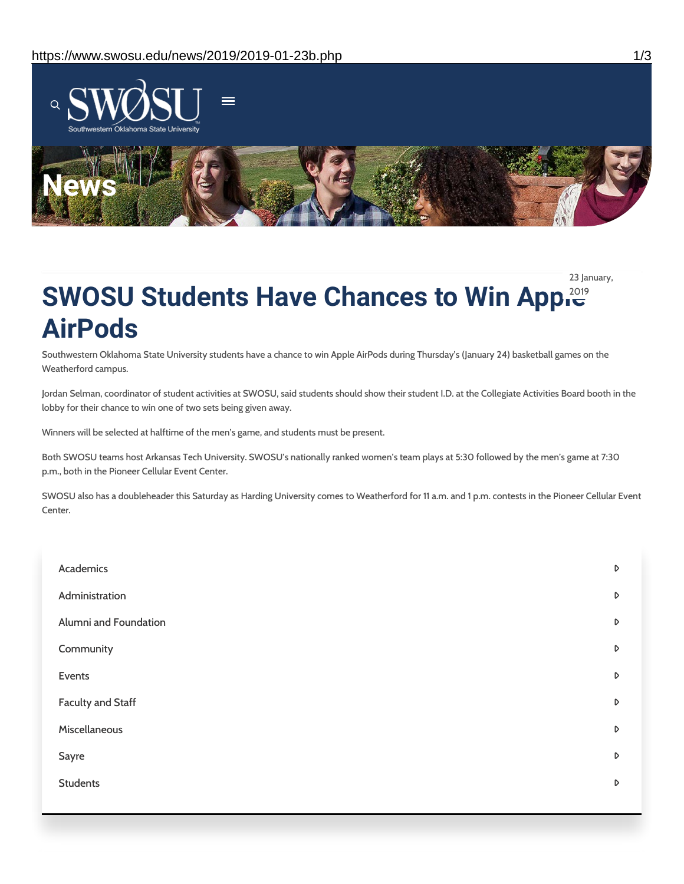SWOSU

Southwestern Oklahoma State University

# News

23 January, 2019

# SWOSU Students Have Chances to Win Apple AirPods

Southwestern Oklahoma State University students have a chance to win Apple AirPods during Thursday's (January 24) basketball games on the Weatherford campus.

Jordan Selman, coordinator of student activities at SWOSU, said students should show their student I.D. at the Collegiate Activities Board booth in the lobby for their chance to win one of two sets being given away.

Winners will be selected at halftime of the men's game, and students must be present.

Both SWOSU teams host Arkansas Tech University. SWOSU's nationally ranked women's team plays at 5:30 followed by the men's game at 7:30 p.m., both in the Pioneer Cellular Event Center.

SWOSU also has a doubleheader this Saturday as Harding University comes to Weatherford for 11 a.m. and 1 p.m. contests in the Pioneer Cellular Event Center.

- Academics
- Administration
- Alumni and Foundation
- Community
- Events
- Faculty and Staff
- Miscellaneous
- Sayre
- Students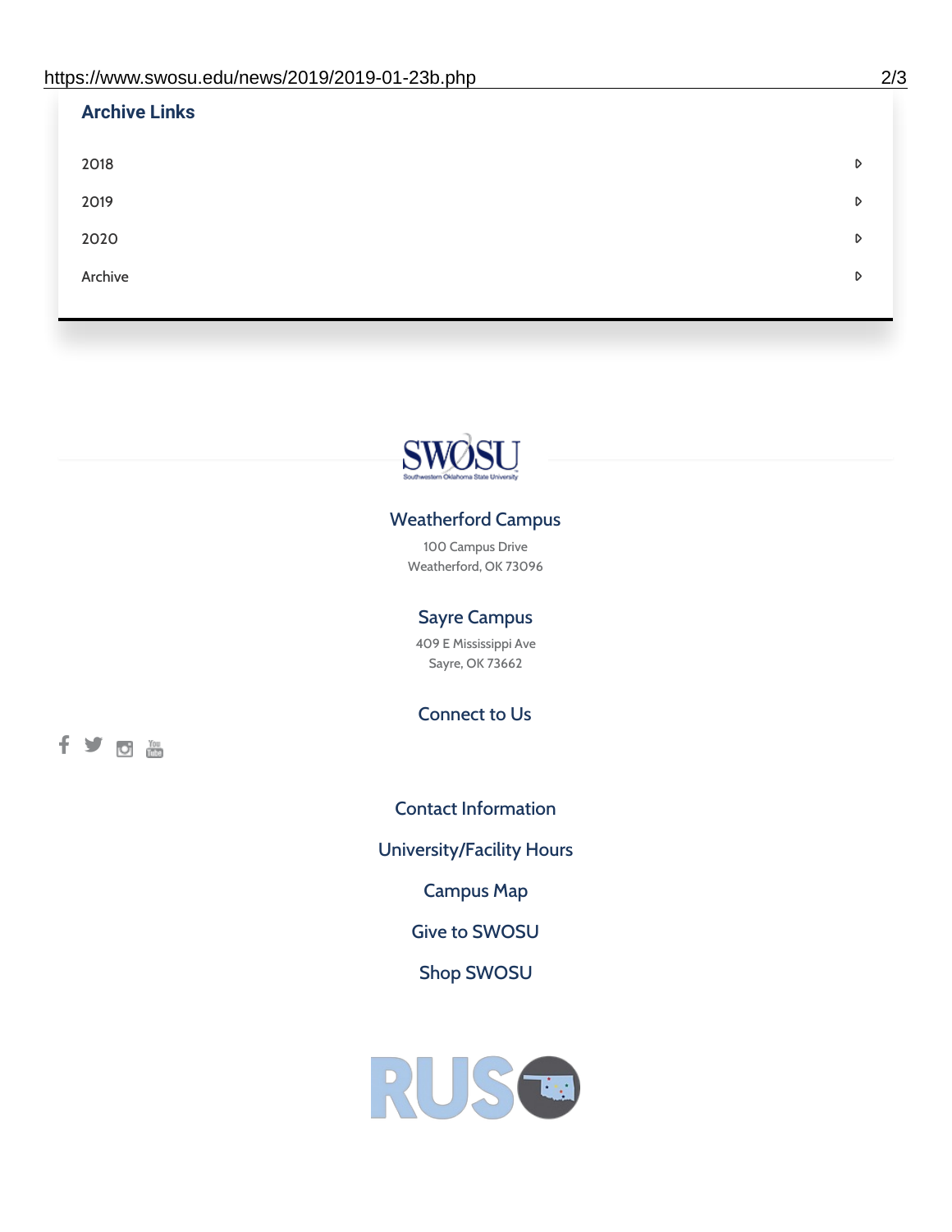## Archive Links

- 2018
- 2019
- 2020
- Archive

### Weatherford Campus

100 Campus Drive
Weatherford, OK 73096

### Sayre Campus

409 E Mississippi Ave
Sayre, OK 73662

### Connect to Us

Contact Information

University/Facility Hours

Campus Map

Give to SWOSU

Shop SWOSU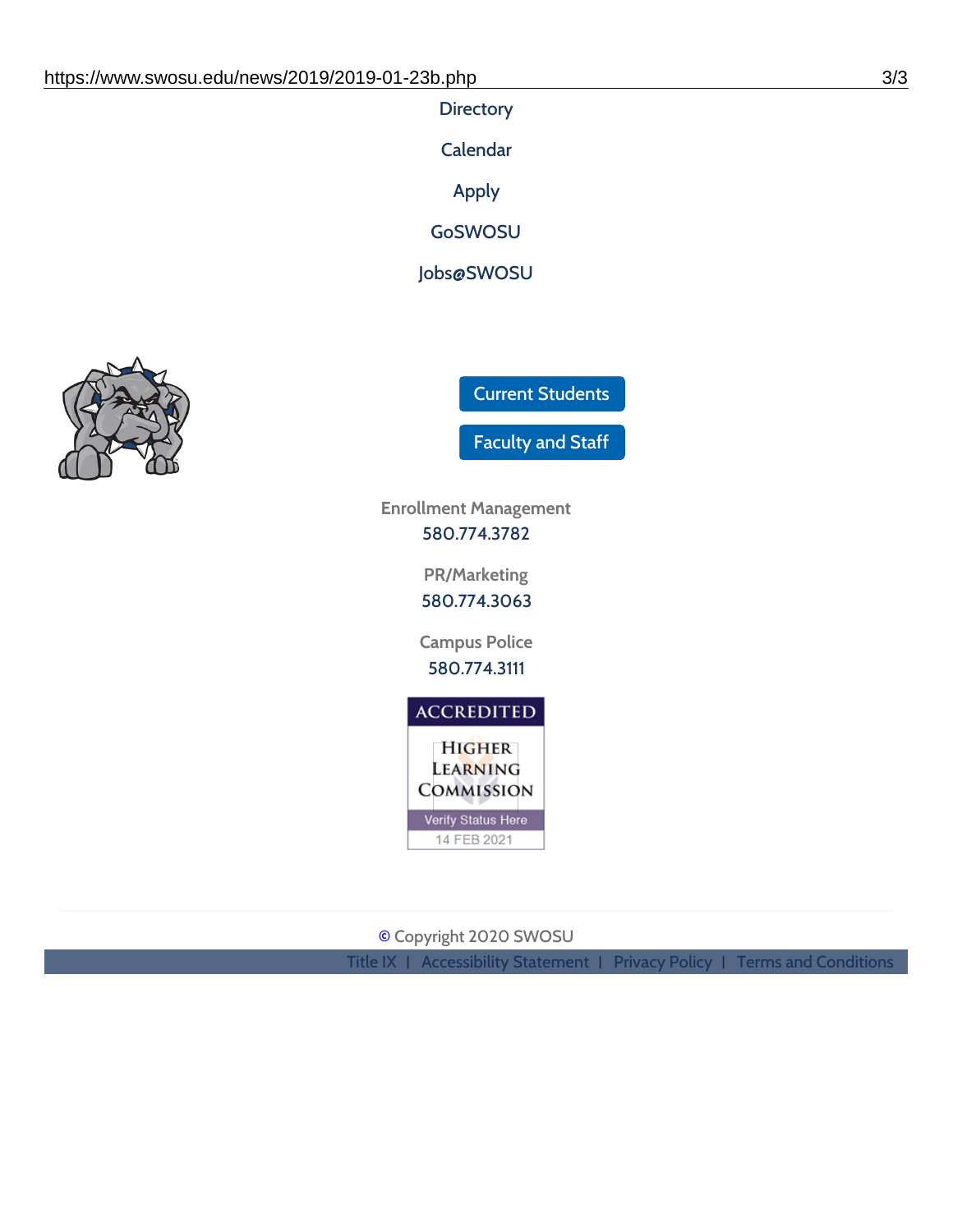Directory

Calendar

Apply

GoSWOSU

Jobs@SWOSU

Current Students

Faculty and Staff

Enrollment Management
580.774.3782

PR/Marketing
580.774.3063

Campus Police
580.774.3111

ACCREDITED
HIGHER LEARNING COMMISSION
Verify Status Here
14 FEB 2021

© Copyright 2020 SWOSU

Title IX | Accessibility Statement | Privacy Policy | Terms and Conditions